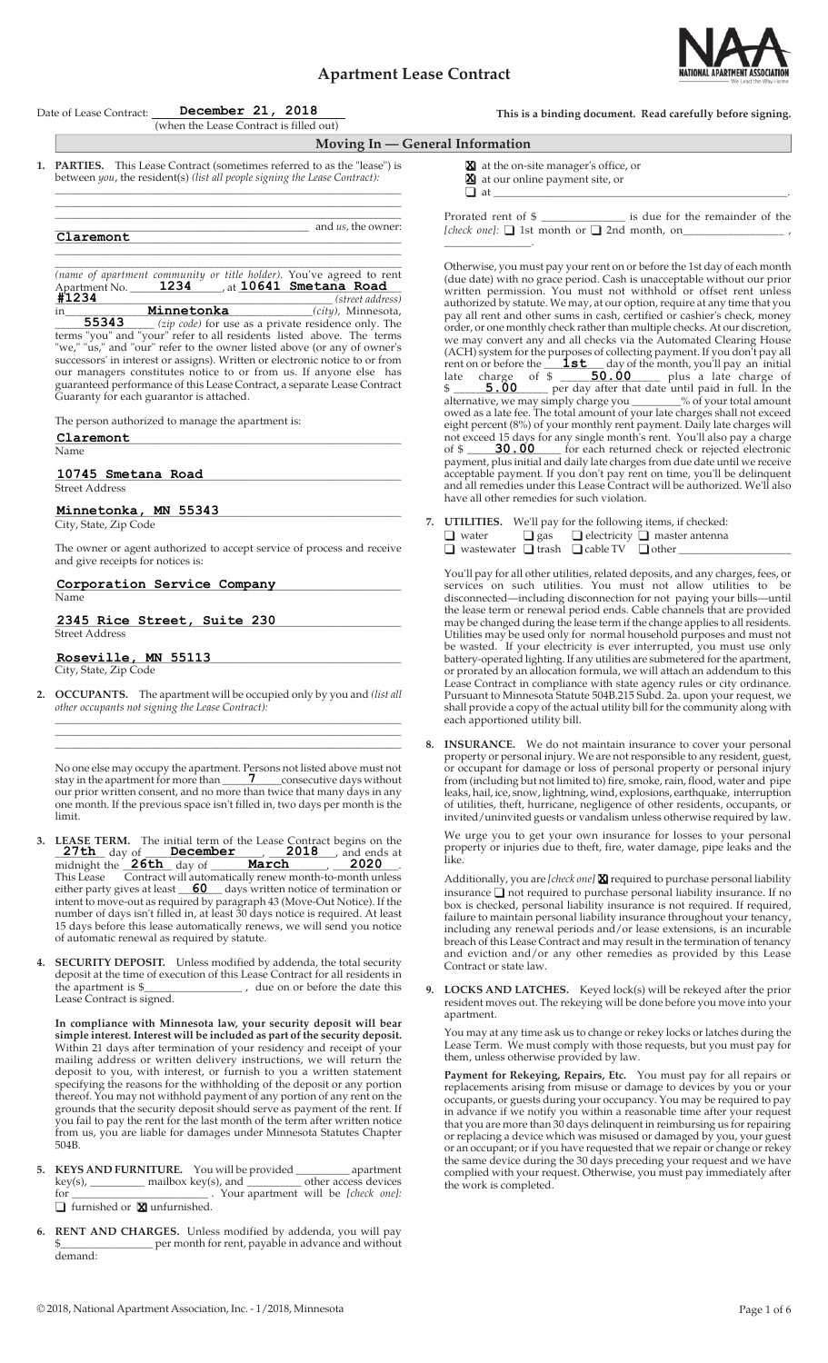# Apartment Lease Contract

Date of Lease Contract: **December 21, 2018** (when the Lease Contract is filled out)

**This is a binding document. Read carefully before signing.**

## Moving In — General Information

1. **PARTIES.** This Lease Contract (sometimes referred to as the "lease") is between *you*, the resident(s) *(list all people signing the Lease Contract):* ______________________________ and *us*, the owner: **Claremont** *(name of apartment community or title holder)*. You've agreed to rent Apartment No. **1234**, at **10641 Smetana Road #1234** *(street address)* in **Minnetonka** *(city)*, Minnesota, **55343** *(zip code)* for use as a private residence only. The terms "you" and "your" refer to all residents listed above. The terms "we," "us," and "our" refer to the owner listed above (or any of owner's successors' in interest or assigns). Written or electronic notice to or from our managers constitutes notice to or from us. If anyone else has guaranteed performance of this Lease Contract, a separate Lease Contract Guaranty for each guarantor is attached.

   The person authorized to manage the apartment is:

   **Claremont**
   Name

   **10745 Smetana Road**
   Street Address

   **Minnetonka, MN 55343**
   City, State, Zip Code

   The owner or agent authorized to accept service of process and receive and give receipts for notices is:

   **Corporation Service Company**
   Name

   **2345 Rice Street, Suite 230**
   Street Address

   **Roseville, MN 55113**
   City, State, Zip Code

2. **OCCUPANTS.** The apartment will be occupied only by you and *(list all other occupants not signing the Lease Contract):* ______________________________

   No one else may occupy the apartment. Persons not listed above must not stay in the apartment for more than **7** consecutive days without our prior written consent, and no more than twice that many days in any one month. If the previous space isn't filled in, two days per month is the limit.

3. **LEASE TERM.** The initial term of the Lease Contract begins on the **27th** day of **December**, **2018**, and ends at midnight the **26th** day of **March**, **2020**. This Lease Contract will automatically renew month-to-month unless either party gives at least **60** days written notice of termination or intent to move-out as required by paragraph 43 (Move-Out Notice). If the number of days isn't filled in, at least 30 days notice is required. At least 15 days before this lease automatically renews, we will send you notice of automatic renewal as required by statute.

4. **SECURITY DEPOSIT.** Unless modified by addenda, the total security deposit at the time of execution of this Lease Contract for all residents in the apartment is $__________, due on or before the date this Lease Contract is signed.

   **In compliance with Minnesota law, your security deposit will bear simple interest. Interest will be included as part of the security deposit.** Within 21 days after termination of your residency and receipt of your mailing address or written delivery instructions, we will return the deposit to you, with interest, or furnish to you a written statement specifying the reasons for the withholding of the deposit or any portion thereof. You may not withhold payment of any portion of any rent on the grounds that the security deposit should serve as payment of the rent. If you fail to pay the rent for the last month of the term after written notice from us, you are liable for damages under Minnesota Statutes Chapter 504B.

5. **KEYS AND FURNITURE.** You will be provided ______ apartment key(s), ______ mailbox key(s), and ______ other access devices for ______________. Your apartment will be *[check one]:* ☐ furnished or ☒ unfurnished.

6. **RENT AND CHARGES.** Unless modified by addenda, you will pay $__________ per month for rent, payable in advance and without demand:

   ☒ at the on-site manager's office, or
   ☒ at our online payment site, or
   ☐ at ______________________________.

   Prorated rent of $__________ is due for the remainder of the *[check one]:* ☐ 1st month or ☐ 2nd month, on______________, ______________.

   Otherwise, you must pay your rent on or before the 1st day of each month (due date) with no grace period. Cash is unacceptable without our prior written permission. You must not withhold or offset rent unless authorized by statute. We may, at our option, require at any time that you pay all rent and other sums in cash, certified or cashier's check, money order, or one monthly check rather than multiple checks. At our discretion, we may convert any and all checks via the Automated Clearing House (ACH) system for the purposes of collecting payment. If you don't pay all rent on or before the **1st** day of the month, you'll pay an initial late charge of $ **50.00** plus a late charge of $ **5.00** per day after that date until paid in full. In the alternative, we may simply charge you ______% of your total amount owed as a late fee. The total amount of your late charges shall not exceed eight percent (8%) of your monthly rent payment. Daily late charges will not exceed 15 days for any single month's rent. You'll also pay a charge of $ **30.00** for each returned check or rejected electronic payment, plus initial and daily late charges from due date until we receive acceptable payment. If you don't pay rent on time, you'll be delinquent and all remedies under this Lease Contract will be authorized. We'll also have all other remedies for such violation.

7. **UTILITIES.** We'll pay for the following items, if checked:
   ☐ water ☐ gas ☐ electricity ☐ master antenna
   ☐ wastewater ☐ trash ☐ cable TV ☐ other ______________

   You'll pay for all other utilities, related deposits, and any charges, fees, or services on such utilities. You must not allow utilities to be disconnected—including disconnection for not paying your bills—until the lease term or renewal period ends. Cable channels that are provided may be changed during the lease term if the change applies to all residents. Utilities may be used only for normal household purposes and must not be wasted. If your electricity is ever interrupted, you must use only battery-operated lighting. If any utilities are submetered for the apartment, or prorated by an allocation formula, we will attach an addendum to this Lease Contract in compliance with state agency rules or city ordinance. Pursuant to Minnesota Statute 504B.215 Subd. 2a. upon your request, we shall provide a copy of the actual utility bill for the community along with each apportioned utility bill.

8. **INSURANCE.** We do not maintain insurance to cover your personal property or personal injury. We are not responsible to any resident, guest, or occupant for damage or loss of personal property or personal injury from (including but not limited to) fire, smoke, rain, flood, water and pipe leaks, hail, ice, snow, lightning, wind, explosions, earthquake, interruption of utilities, theft, hurricane, negligence of other residents, occupants, or invited/uninvited guests or vandalism unless otherwise required by law.

   We urge you to get your own insurance for losses to your personal property or injuries due to theft, fire, water damage, pipe leaks and the like.

   Additionally, you are *[check one]* ☒ required to purchase personal liability insurance ☐ not required to purchase personal liability insurance. If no box is checked, personal liability insurance is not required. If required, failure to maintain personal liability insurance throughout your tenancy, including any renewal periods and/or lease extensions, is an incurable breach of this Lease Contract and may result in the termination of tenancy and eviction and/or any other remedies as provided by this Lease Contract or state law.

9. **LOCKS AND LATCHES.** Keyed lock(s) will be rekeyed after the prior resident moves out. The rekeying will be done before you move into your apartment.

   You may at any time ask us to change or rekey locks or latches during the Lease Term. We must comply with those requests, but you must pay for them, unless otherwise provided by law.

   **Payment for Rekeying, Repairs, Etc.** You must pay for all repairs or replacements arising from misuse or damage to devices by you or your occupants, or guests during your occupancy. You may be required to pay in advance if we notify you within a reasonable time after your request that you are more than 30 days delinquent in reimbursing us for repairing or replacing a device which was misused or damaged by you, your guest or an occupant; or if you have requested that we repair or change or rekey the same device during the 30 days preceding your request and we have complied with your request. Otherwise, you must pay immediately after the work is completed.

© 2018, National Apartment Association, Inc. - 1/2018, Minnesota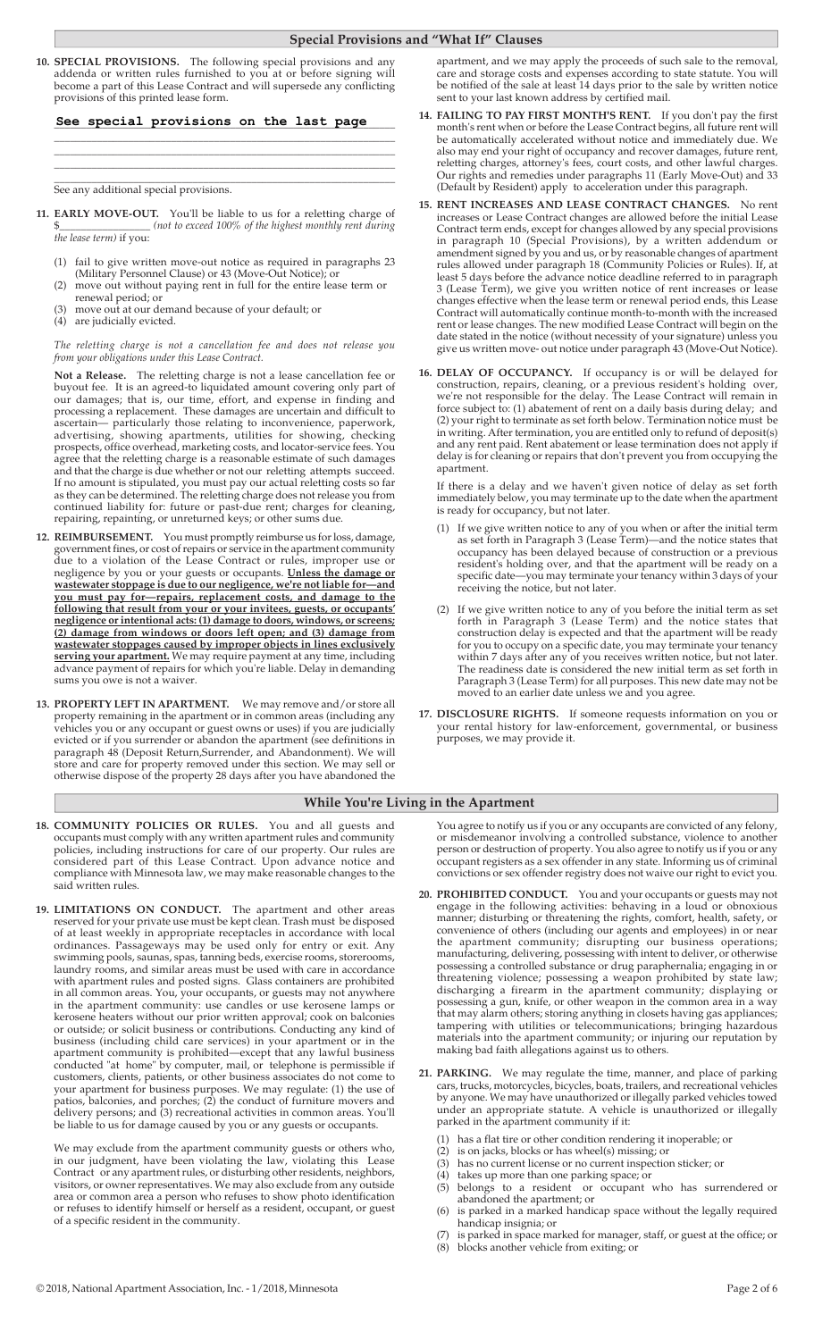## Special Provisions and "What If" Clauses

**10. SPECIAL PROVISIONS.** The following special provisions and any addenda or written rules furnished to you at or before signing will become a part of this Lease Contract and will supersede any conflicting provisions of this printed lease form.

**See special provisions on the last page**

See any additional special provisions.

**11. EARLY MOVE-OUT.** You'll be liable to us for a reletting charge of $_______________ *(not to exceed 100% of the highest monthly rent during the lease term)* if you:

(1) fail to give written move-out notice as required in paragraphs 23 (Military Personnel Clause) or 43 (Move-Out Notice); or
(2) move out without paying rent in full for the entire lease term or renewal period; or
(3) move out at our demand because of your default; or
(4) are judicially evicted.

*The reletting charge is not a cancellation fee and does not release you from your obligations under this Lease Contract.*

**Not a Release.** The reletting charge is not a lease cancellation fee or buyout fee. It is an agreed-to liquidated amount covering only part of our damages; that is, our time, effort, and expense in finding and processing a replacement. These damages are uncertain and difficult to ascertain— particularly those relating to inconvenience, paperwork, advertising, showing apartments, utilities for showing, checking prospects, office overhead, marketing costs, and locator-service fees. You agree that the reletting charge is a reasonable estimate of such damages and that the charge is due whether or not our reletting attempts succeed. If no amount is stipulated, you must pay our actual reletting costs so far as they can be determined. The reletting charge does not release you from continued liability for: future or past-due rent; charges for cleaning, repairing, repainting, or unreturned keys; or other sums due.

**12. REIMBURSEMENT.** You must promptly reimburse us for loss, damage, government fines, or cost of repairs or service in the apartment community due to a violation of the Lease Contract or rules, improper use or negligence by you or your guests or occupants. **Unless the damage or wastewater stoppage is due to our negligence, we're not liable for—and you must pay for—repairs, replacement costs, and damage to the following that result from your or your invitees, guests, or occupants' negligence or intentional acts: (1) damage to doors, windows, or screens; (2) damage from windows or doors left open; and (3) damage from wastewater stoppages caused by improper objects in lines exclusively serving your apartment.** We may require payment at any time, including advance payment of repairs for which you're liable. Delay in demanding sums you owe is not a waiver.

**13. PROPERTY LEFT IN APARTMENT.** We may remove and/or store all property remaining in the apartment or in common areas (including any vehicles you or any occupant or guest owns or uses) if you are judicially evicted or if you surrender or abandon the apartment (see definitions in paragraph 48 (Deposit Return,Surrender, and Abandonment). We will store and care for property removed under this section. We may sell or otherwise dispose of the property 28 days after you have abandoned the apartment, and we may apply the proceeds of such sale to the removal, care and storage costs and expenses according to state statute. You will be notified of the sale at least 14 days prior to the sale by written notice sent to your last known address by certified mail.

**14. FAILING TO PAY FIRST MONTH'S RENT.** If you don't pay the first month's rent when or before the Lease Contract begins, all future rent will be automatically accelerated without notice and immediately due. We also may end your right of occupancy and recover damages, future rent, reletting charges, attorney's fees, court costs, and other lawful charges. Our rights and remedies under paragraphs 11 (Early Move-Out) and 33 (Default by Resident) apply to acceleration under this paragraph.

**15. RENT INCREASES AND LEASE CONTRACT CHANGES.** No rent increases or Lease Contract changes are allowed before the initial Lease Contract term ends, except for changes allowed by any special provisions in paragraph 10 (Special Provisions), by a written addendum or amendment signed by you and us, or by reasonable changes of apartment rules allowed under paragraph 18 (Community Policies or Rules). If, at least 5 days before the advance notice deadline referred to in paragraph 3 (Lease Term), we give you written notice of rent increases or lease changes effective when the lease term or renewal period ends, this Lease Contract will automatically continue month-to-month with the increased rent or lease changes. The new modified Lease Contract will begin on the date stated in the notice (without necessity of your signature) unless you give us written move- out notice under paragraph 43 (Move-Out Notice).

**16. DELAY OF OCCUPANCY.** If occupancy is or will be delayed for construction, repairs, cleaning, or a previous resident's holding over, we're not responsible for the delay. The Lease Contract will remain in force subject to: (1) abatement of rent on a daily basis during delay; and (2) your right to terminate as set forth below. Termination notice must be in writing. After termination, you are entitled only to refund of deposit(s) and any rent paid. Rent abatement or lease termination does not apply if delay is for cleaning or repairs that don't prevent you from occupying the apartment.

If there is a delay and we haven't given notice of delay as set forth immediately below, you may terminate up to the date when the apartment is ready for occupancy, but not later.

(1) If we give written notice to any of you when or after the initial term as set forth in Paragraph 3 (Lease Term)—and the notice states that occupancy has been delayed because of construction or a previous resident's holding over, and that the apartment will be ready on a specific date—you may terminate your tenancy within 3 days of your receiving the notice, but not later.

(2) If we give written notice to any of you before the initial term as set forth in Paragraph 3 (Lease Term) and the notice states that construction delay is expected and that the apartment will be ready for you to occupy on a specific date, you may terminate your tenancy within 7 days after any of you receives written notice, but not later. The readiness date is considered the new initial term as set forth in Paragraph 3 (Lease Term) for all purposes. This new date may not be moved to an earlier date unless we and you agree.

**17. DISCLOSURE RIGHTS.** If someone requests information on you or your rental history for law-enforcement, governmental, or business purposes, we may provide it.

## While You're Living in the Apartment

**18. COMMUNITY POLICIES OR RULES.** You and all guests and occupants must comply with any written apartment rules and community policies, including instructions for care of our property. Our rules are considered part of this Lease Contract. Upon advance notice and compliance with Minnesota law, we may make reasonable changes to the said written rules.

**19. LIMITATIONS ON CONDUCT.** The apartment and other areas reserved for your private use must be kept clean. Trash must be disposed of at least weekly in appropriate receptacles in accordance with local ordinances. Passageways may be used only for entry or exit. Any swimming pools, saunas, spas, tanning beds, exercise rooms, storerooms, laundry rooms, and similar areas must be used with care in accordance with apartment rules and posted signs. Glass containers are prohibited in all common areas. You, your occupants, or guests may not anywhere in the apartment community: use candles or use kerosene lamps or kerosene heaters without our prior written approval; cook on balconies or outside; or solicit business or contributions. Conducting any kind of business (including child care services) in your apartment or in the apartment community is prohibited—except that any lawful business conducted "at home" by computer, mail, or telephone is permissible if customers, clients, patients, or other business associates do not come to your apartment for business purposes. We may regulate: (1) the use of patios, balconies, and porches; (2) the conduct of furniture movers and delivery persons; and (3) recreational activities in common areas. You'll be liable to us for damage caused by you or any guests or occupants.

We may exclude from the apartment community guests or others who, in our judgment, have been violating the law, violating this Lease Contract or any apartment rules, or disturbing other residents, neighbors, visitors, or owner representatives. We may also exclude from any outside area or common area a person who refuses to show photo identification or refuses to identify himself or herself as a resident, occupant, or guest of a specific resident in the community.

You agree to notify us if you or any occupants are convicted of any felony, or misdemeanor involving a controlled substance, violence to another person or destruction of property. You also agree to notify us if you or any occupant registers as a sex offender in any state. Informing us of criminal convictions or sex offender registry does not waive our right to evict you.

**20. PROHIBITED CONDUCT.** You and your occupants or guests may not engage in the following activities: behaving in a loud or obnoxious manner; disturbing or threatening the rights, comfort, health, safety, or convenience of others (including our agents and employees) in or near the apartment community; disrupting our business operations; manufacturing, delivering, possessing with intent to deliver, or otherwise possessing a controlled substance or drug paraphernalia; engaging in or threatening violence; possessing a weapon prohibited by state law; discharging a firearm in the apartment community; displaying or possessing a gun, knife, or other weapon in the common area in a way that may alarm others; storing anything in closets having gas appliances; tampering with utilities or telecommunications; bringing hazardous materials into the apartment community; or injuring our reputation by making bad faith allegations against us to others.

**21. PARKING.** We may regulate the time, manner, and place of parking cars, trucks, motorcycles, bicycles, boats, trailers, and recreational vehicles by anyone. We may have unauthorized or illegally parked vehicles towed under an appropriate statute. A vehicle is unauthorized or illegally parked in the apartment community if it:

(1) has a flat tire or other condition rendering it inoperable; or
(2) is on jacks, blocks or has wheel(s) missing; or
(3) has no current license or no current inspection sticker; or
(4) takes up more than one parking space; or
(5) belongs to a resident or occupant who has surrendered or abandoned the apartment; or
(6) is parked in a marked handicap space without the legally required handicap insignia; or
(7) is parked in space marked for manager, staff, or guest at the office; or
(8) blocks another vehicle from exiting; or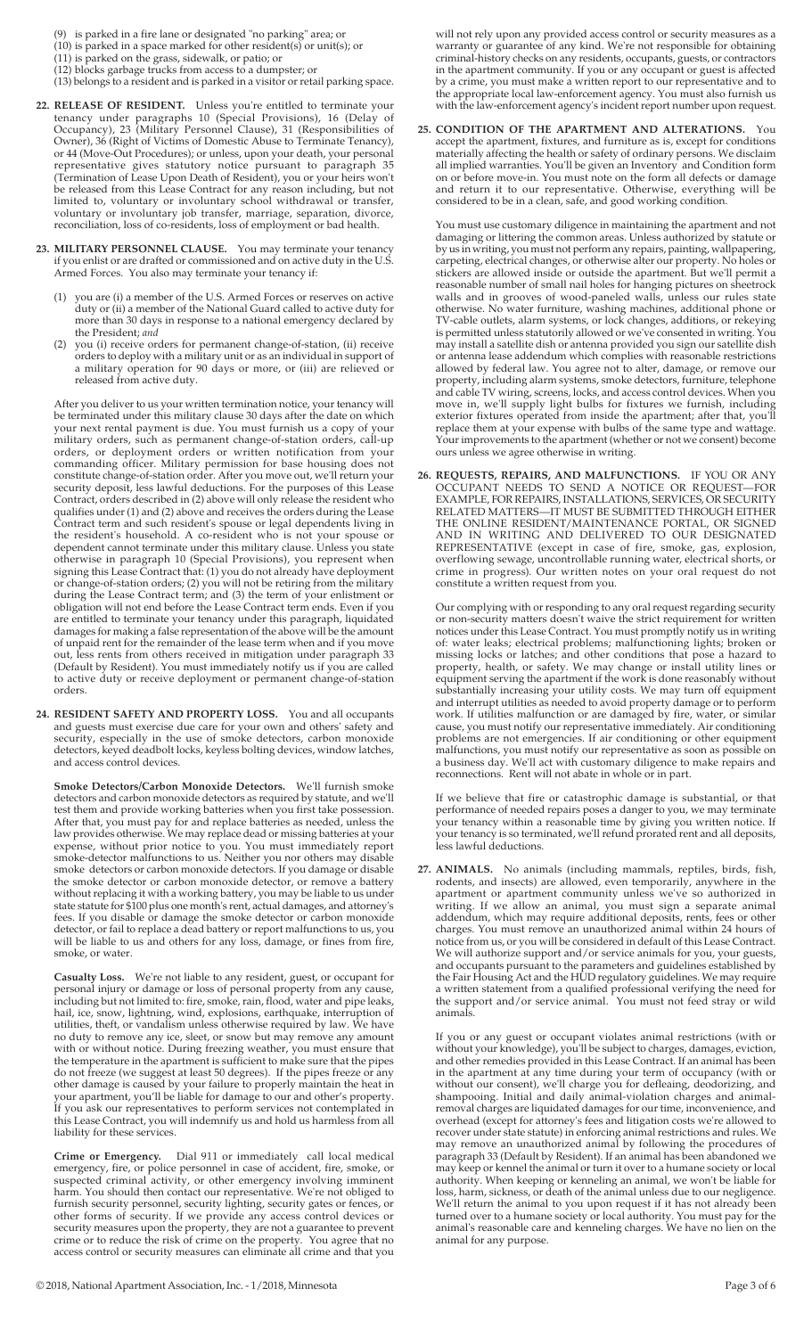(9) is parked in a fire lane or designated "no parking" area; or
(10) is parked in a space marked for other resident(s) or unit(s); or
(11) is parked on the grass, sidewalk, or patio; or
(12) blocks garbage trucks from access to a dumpster; or
(13) belongs to a resident and is parked in a visitor or retail parking space.

**22. RELEASE OF RESIDENT.** Unless you're entitled to terminate your tenancy under paragraphs 10 (Special Provisions), 16 (Delay of Occupancy), 23 (Military Personnel Clause), 31 (Responsibilities of Owner), 36 (Right of Victims of Domestic Abuse to Terminate Tenancy), or 44 (Move-Out Procedures); or unless, upon your death, your personal representative gives statutory notice pursuant to paragraph 35 (Termination of Lease Upon Death of Resident), you or your heirs won't be released from this Lease Contract for any reason including, but not limited to, voluntary or involuntary school withdrawal or transfer, voluntary or involuntary job transfer, marriage, separation, divorce, reconciliation, loss of co-residents, loss of employment or bad health.

**23. MILITARY PERSONNEL CLAUSE.** You may terminate your tenancy if you enlist or are drafted or commissioned and on active duty in the U.S. Armed Forces. You also may terminate your tenancy if:

(1) you are (i) a member of the U.S. Armed Forces or reserves on active duty or (ii) a member of the National Guard called to active duty for more than 30 days in response to a national emergency declared by the President; *and*

(2) you (i) receive orders for permanent change-of-station, (ii) receive orders to deploy with a military unit or as an individual in support of a military operation for 90 days or more, or (iii) are relieved or released from active duty.

After you deliver to us your written termination notice, your tenancy will be terminated under this military clause 30 days after the date on which your next rental payment is due. You must furnish us a copy of your military orders, such as permanent change-of-station orders, call-up orders, or deployment orders or written notification from your commanding officer. Military permission for base housing does not constitute change-of-station order. After you move out, we'll return your security deposit, less lawful deductions. For the purposes of this Lease Contract, orders described in (2) above will only release the resident who qualifies under (1) and (2) above and receives the orders during the Lease Contract term and such resident's spouse or legal dependents living in the resident's household. A co-resident who is not your spouse or dependent cannot terminate under this military clause. Unless you state otherwise in paragraph 10 (Special Provisions), you represent when signing this Lease Contract that: (1) you do not already have deployment or change-of-station orders; (2) you will not be retiring from the military during the Lease Contract term; and (3) the term of your enlistment or obligation will not end before the Lease Contract term ends. Even if you are entitled to terminate your tenancy under this paragraph, liquidated damages for making a false representation of the above will be the amount of unpaid rent for the remainder of the lease term when and if you move out, less rents from others received in mitigation under paragraph 33 (Default by Resident). You must immediately notify us if you are called to active duty or receive deployment or permanent change-of-station orders.

**24. RESIDENT SAFETY AND PROPERTY LOSS.** You and all occupants and guests must exercise due care for your own and others' safety and security, especially in the use of smoke detectors, carbon monoxide detectors, keyed deadbolt locks, keyless bolting devices, window latches, and access control devices.

**Smoke Detectors/Carbon Monoxide Detectors.** We'll furnish smoke detectors and carbon monoxide detectors as required by statute, and we'll test them and provide working batteries when you first take possession. After that, you must pay for and replace batteries as needed, unless the law provides otherwise. We may replace dead or missing batteries at your expense, without prior notice to you. You must immediately report smoke-detector malfunctions to us. Neither you nor others may disable smoke detectors or carbon monoxide detectors. If you damage or disable the smoke detector or carbon monoxide detector, or remove a battery without replacing it with a working battery, you may be liable to us under state statute for $100 plus one month's rent, actual damages, and attorney's fees. If you disable or damage the smoke detector or carbon monoxide detector, or fail to replace a dead battery or report malfunctions to us, you will be liable to us and others for any loss, damage, or fines from fire, smoke, or water.

**Casualty Loss.** We're not liable to any resident, guest, or occupant for personal injury or damage or loss of personal property from any cause, including but not limited to: fire, smoke, rain, flood, water and pipe leaks, hail, ice, snow, lightning, wind, explosions, earthquake, interruption of utilities, theft, or vandalism unless otherwise required by law. We have no duty to remove any ice, sleet, or snow but may remove any amount with or without notice. During freezing weather, you must ensure that the temperature in the apartment is sufficient to make sure that the pipes do not freeze (we suggest at least 50 degrees). If the pipes freeze or any other damage is caused by your failure to properly maintain the heat in your apartment, you'll be liable for damage to our and other's property. If you ask our representatives to perform services not contemplated in this Lease Contract, you will indemnify us and hold us harmless from all liability for these services.

**Crime or Emergency.** Dial 911 or immediately call local medical emergency, fire, or police personnel in case of accident, fire, smoke, or suspected criminal activity, or other emergency involving imminent harm. You should then contact our representative. We're not obliged to furnish security personnel, security lighting, security gates or fences, or other forms of security. If we provide any access control devices or security measures upon the property, they are not a guarantee to prevent crime or to reduce the risk of crime on the property. You agree that no access control or security measures can eliminate all crime and that you will not rely upon any provided access control or security measures as a warranty or guarantee of any kind. We're not responsible for obtaining criminal-history checks on any residents, occupants, guests, or contractors in the apartment community. If you or any occupant or guest is affected by a crime, you must make a written report to our representative and to the appropriate local law-enforcement agency. You must also furnish us with the law-enforcement agency's incident report number upon request.

**25. CONDITION OF THE APARTMENT AND ALTERATIONS.** You accept the apartment, fixtures, and furniture as is, except for conditions materially affecting the health or safety of ordinary persons. We disclaim all implied warranties. You'll be given an Inventory and Condition form on or before move-in. You must note on the form all defects or damage and return it to our representative. Otherwise, everything will be considered to be in a clean, safe, and good working condition.

You must use customary diligence in maintaining the apartment and not damaging or littering the common areas. Unless authorized by statute or by us in writing, you must not perform any repairs, painting, wallpapering, carpeting, electrical changes, or otherwise alter our property. No holes or stickers are allowed inside or outside the apartment. But we'll permit a reasonable number of small nail holes for hanging pictures on sheetrock walls and in grooves of wood-paneled walls, unless our rules state otherwise. No water furniture, washing machines, additional phone or TV-cable outlets, alarm systems, or lock changes, additions, or rekeying is permitted unless statutorily allowed or we've consented in writing. You may install a satellite dish or antenna provided you sign our satellite dish or antenna lease addendum which complies with reasonable restrictions allowed by federal law. You agree not to alter, damage, or remove our property, including alarm systems, smoke detectors, furniture, telephone and cable TV wiring, screens, locks, and access control devices. When you move in, we'll supply light bulbs for fixtures we furnish, including exterior fixtures operated from inside the apartment; after that, you'll replace them at your expense with bulbs of the same type and wattage. Your improvements to the apartment (whether or not we consent) become ours unless we agree otherwise in writing.

**26. REQUESTS, REPAIRS, AND MALFUNCTIONS.** IF YOU OR ANY OCCUPANT NEEDS TO SEND A NOTICE OR REQUEST—FOR EXAMPLE, FOR REPAIRS, INSTALLATIONS, SERVICES, OR SECURITY RELATED MATTERS—IT MUST BE SUBMITTED THROUGH EITHER THE ONLINE RESIDENT/MAINTENANCE PORTAL, OR SIGNED AND IN WRITING AND DELIVERED TO OUR DESIGNATED REPRESENTATIVE (except in case of fire, smoke, gas, explosion, overflowing sewage, uncontrollable running water, electrical shorts, or crime in progress). Our written notes on your oral request do not constitute a written request from you.

Our complying with or responding to any oral request regarding security or non-security matters doesn't waive the strict requirement for written notices under this Lease Contract. You must promptly notify us in writing of: water leaks; electrical problems; malfunctioning lights; broken or missing locks or latches; and other conditions that pose a hazard to property, health, or safety. We may change or install utility lines or equipment serving the apartment if the work is done reasonably without substantially increasing your utility costs. We may turn off equipment and interrupt utilities as needed to avoid property damage or to perform work. If utilities malfunction or are damaged by fire, water, or similar cause, you must notify our representative immediately. Air conditioning problems are not emergencies. If air conditioning or other equipment malfunctions, you must notify our representative as soon as possible on a business day. We'll act with customary diligence to make repairs and reconnections. Rent will not abate in whole or in part.

If we believe that fire or catastrophic damage is substantial, or that performance of needed repairs poses a danger to you, we may terminate your tenancy within a reasonable time by giving you written notice. If your tenancy is so terminated, we'll refund prorated rent and all deposits, less lawful deductions.

**27. ANIMALS.** No animals (including mammals, reptiles, birds, fish, rodents, and insects) are allowed, even temporarily, anywhere in the apartment or apartment community unless we've so authorized in writing. If we allow an animal, you must sign a separate animal addendum, which may require additional deposits, rents, fees or other charges. You must remove an unauthorized animal within 24 hours of notice from us, or you will be considered in default of this Lease Contract. We will authorize support and/or service animals for you, your guests, and occupants pursuant to the parameters and guidelines established by the Fair Housing Act and the HUD regulatory guidelines. We may require a written statement from a qualified professional verifying the need for the support and/or service animal. You must not feed stray or wild animals.

If you or any guest or occupant violates animal restrictions (with or without your knowledge), you'll be subject to charges, damages, eviction, and other remedies provided in this Lease Contract. If an animal has been in the apartment at any time during your term of occupancy (with or without our consent), we'll charge you for defleaing, deodorizing, and shampooing. Initial and daily animal-violation charges and animal-removal charges are liquidated damages for our time, inconvenience, and overhead (except for attorney's fees and litigation costs we're allowed to recover under state statute) in enforcing animal restrictions and rules. We may remove an unauthorized animal by following the procedures of paragraph 33 (Default by Resident). If an animal has been abandoned we may keep or kennel the animal or turn it over to a humane society or local authority. When keeping or kenneling an animal, we won't be liable for loss, harm, sickness, or death of the animal unless due to our negligence. We'll return the animal to you upon request if it has not already been turned over to a humane society or local authority. You must pay for the animal's reasonable care and kenneling charges. We have no lien on the animal for any purpose.

© 2018, National Apartment Association, Inc. - 1/2018, Minnesota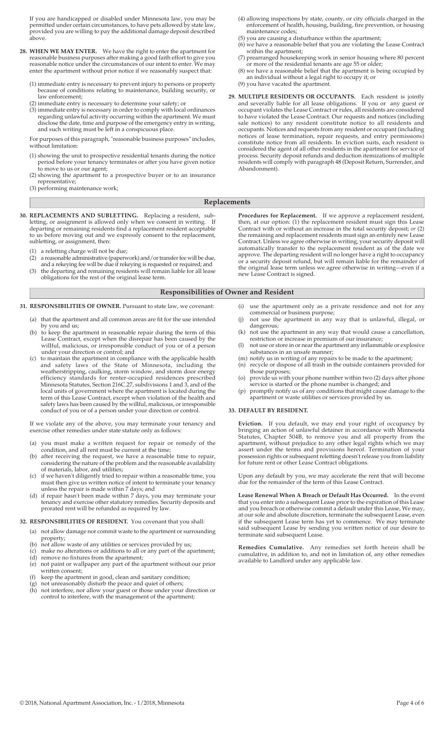If you are handicapped or disabled under Minnesota law, you may be permitted under certain circumstances, to have pets allowed by state law, provided you are willing to pay the additional damage deposit described above.

**28. WHEN WE MAY ENTER.** We have the right to enter the apartment for reasonable business purposes after making a good faith effort to give you reasonable notice under the circumstances of our intent to enter. We may enter the apartment without prior notice if we reasonably suspect that:

(1) immediate entry is necessary to prevent injury to persons or property because of conditions relating to maintenance, building security, or law enforcement;
(2) immediate entry is necessary to determine your safety; or
(3) immediate entry is necessary in order to comply with local ordinances regarding unlawful activity occurring within the apartment. We must disclose the date, time and purpose of the emergency entry in writing, and such writing must be left in a conspicuous place.

For purposes of this paragraph, "reasonable business purposes" includes, without limitation:

(1) showing the unit to prospective residential tenants during the notice period before your tenancy terminates or after you have given notice to move to us or our agent;
(2) showing the apartment to a prospective buyer or to an insurance representative;
(3) performing maintenance work;
(4) allowing inspections by state, county, or city officials charged in the enforcement of health, housing, building, fire prevention, or housing maintenance codes;
(5) you are causing a disturbance within the apartment;
(6) we have a reasonable belief that you are violating the Lease Contract within the apartment;
(7) prearranged housekeeping work in senior housing where 80 percent or more of the residential tenants are age 55 or older;
(8) we have a reasonable belief that the apartment is being occupied by an individual without a legal right to occupy it; or
(9) you have vacated the apartment.

**29. MULTIPLE RESIDENTS OR OCCUPANTS.** Each resident is jointly and severally liable for all lease obligations. If you or any guest or occupant violates the Lease Contract or rules, all residents are considered to have violated the Lease Contract. Our requests and notices (including sale notices) to any resident constitute notice to all residents and occupants. Notices and requests from any resident or occupant (including notices of lease termination, repair requests, and entry permissions) constitute notice from all residents. In eviction suits, each resident is considered the agent of all other residents in the apartment for service of process. Security deposit refunds and deduction itemizations of multiple residents will comply with paragraph 48 (Deposit Return, Surrender, and Abandonment).

## Replacements

**30. REPLACEMENTS AND SUBLETTING.** Replacing a resident, subletting, or assignment is allowed only when we consent in writing. If departing or remaining residents find a replacement resident acceptable to us before moving out and we expressly consent to the replacement, subletting, or assignment, then:

(1) a reletting charge will not be due;
(2) a reasonable administrative (paperwork) and/or transfer fee will be due, and a rekeying fee will be due if rekeying is requested or required; and
(3) the departing and remaining residents will remain liable for all lease obligations for the rest of the original lease term.

**Procedures for Replacement.** If we approve a replacement resident, then, at our option: (1) the replacement resident must sign this Lease Contract with or without an increase in the total security deposit; *or* (2) the remaining and replacement residents must sign an entirely new Lease Contract. Unless we agree otherwise in writing, your security deposit will automatically transfer to the replacement resident as of the date we approve. The departing resident will no longer have a right to occupancy or a security deposit refund, but will remain liable for the remainder of the original lease term unless we agree otherwise in writing—even if a new Lease Contract is signed.

## Responsibilities of Owner and Resident

**31. RESPONSIBILITIES OF OWNER.** Pursuant to state law, we covenant:

(a) that the apartment and all common areas are fit for the use intended by you and us;
(b) to keep the apartment in reasonable repair during the term of this Lease Contract, except when the disrepair has been caused by the willful, malicious, or irresponsible conduct of you or of a person under your direction or control; and
(c) to maintain the apartment in compliance with the applicable health and safety laws of the State of Minnesota, including the weatherstripping, caulking, storm window, and storm door energy efficiency standards for renter-occupied residences prescribed Minnesota Statutes, Section 216C.27, subdivisions 1 and 3, and of the local units of government where the apartment is located during the term of this Lease Contract, except when violation of the health and safety laws has been caused by the willful, malicious, or irresponsible conduct of you or of a person under your direction or control.

If we violate any of the above, you may terminate your tenancy and exercise other remedies under state statute only as follows:

(a) you must make a written request for repair or remedy of the condition, and all rent must be current at the time;
(b) after receiving the request, we have a reasonable time to repair, considering the nature of the problem and the reasonable availability of materials, labor, and utilities;
(c) if we haven't diligently tried to repair within a reasonable time, you must then give us written notice of intent to terminate your tenancy unless the repair is made within 7 days; and
(d) if repair hasn't been made within 7 days, you may terminate your tenancy and exercise other statutory remedies. Security deposits and prorated rent will be refunded as required by law.

**32. RESPONSIBILITIES OF RESIDENT.** You covenant that you shall:

(a) not allow damage nor commit waste to the apartment or surrounding property;
(b) not allow waste of any utilities or services provided by us;
(c) make no alterations or additions to all or any part of the apartment;
(d) remove no fixtures from the apartment;
(e) not paint or wallpaper any part of the apartment without our prior written consent;
(f) keep the apartment in good, clean and sanitary condition;
(g) not unreasonably disturb the peace and quiet of others;
(h) not interfere, nor allow your guest or those under your direction or control to interfere, with the management of the apartment;
(i) use the apartment only as a private residence and not for any commercial or business purpose;
(j) not use the apartment in any way that is unlawful, illegal, or dangerous;
(k) not use the apartment in any way that would cause a cancellation, restriction or increase in premium of our insurance;
(l) not use or store in or near the apartment any inflammable or explosive substances in an unsafe manner;
(m) notify us in writing of any repairs to be made to the apartment;
(n) recycle or dispose of all trash in the outside containers provided for those purposes;
(o) provide us with your phone number within two (2) days after phone service is started or the phone number is changed; and
(p) promptly notify us of any conditions that might cause damage to the apartment or waste utilities or services provided by us.

**33. DEFAULT BY RESIDENT.**

**Eviction.** If you default, we may end your right of occupancy by bringing an action of unlawful detainer in accordance with Minnesota Statutes, Chapter 504B, to remove you and all property from the apartment, without prejudice to any other legal rights which we may assert under the terms and provisions hereof. Termination of your possession rights or subsequent reletting doesn't release you from liability for future rent or other Lease Contract obligations.

Upon any default by you, we may accelerate the rent that will become due for the remainder of the term of this Lease Contract.

**Lease Renewal When A Breach or Default Has Occurred.** In the event that you enter into a subsequent Lease prior to the expiration of this Lease and you breach or otherwise commit a default under this Lease, We may, at our sole and absolute discretion, terminate the subsequent Lease, even if the subsequent Lease term has yet to commence. We may terminate said subsequent Lease by sending you written notice of our desire to terminate said subsequent Lease.

**Remedies Cumulative.** Any remedies set forth herein shall be cumulative, in addition to, and not in limitation of, any other remedies available to Landlord under any applicable law.

© 2018, National Apartment Association, Inc. - 1/2018, Minnesota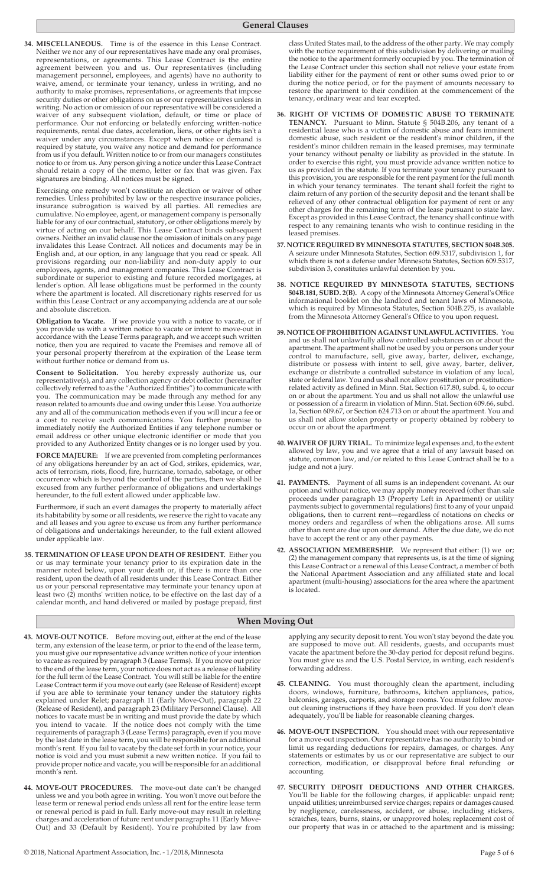## General Clauses

**34. MISCELLANEOUS.** Time is of the essence in this Lease Contract. Neither we nor any of our representatives have made any oral promises, representations, or agreements. This Lease Contract is the entire agreement between you and us. Our representatives (including management personnel, employees, and agents) have no authority to waive, amend, or terminate your tenancy, unless in writing, and no authority to make promises, representations, or agreements that impose security duties or other obligations on us or our representatives unless in writing. No action or omission of our representative will be considered a waiver of any subsequent violation, default, or time or place of performance. Our not enforcing or belatedly enforcing written-notice requirements, rental due dates, acceleration, liens, or other rights isn't a waiver under any circumstances. Except when notice or demand is required by statute, you waive any notice and demand for performance from us if you default. Written notice to or from our managers constitutes notice to or from us. Any person giving a notice under this Lease Contract should retain a copy of the memo, letter or fax that was given. Fax signatures are binding. All notices must be signed.

Exercising one remedy won't constitute an election or waiver of other remedies. Unless prohibited by law or the respective insurance policies, insurance subrogation is waived by all parties. All remedies are cumulative. No employee, agent, or management company is personally liable for any of our contractual, statutory, or other obligations merely by virtue of acting on our behalf. This Lease Contract binds subsequent owners. Neither an invalid clause nor the omission of initials on any page invalidates this Lease Contract. All notices and documents may be in English and, at our option, in any language that you read or speak. All provisions regarding our non-liability and non-duty apply to our employees, agents, and management companies. This Lease Contract is subordinate or superior to existing and future recorded mortgages, at lender's option. All lease obligations must be performed in the county where the apartment is located. All discretionary rights reserved for us within this Lease Contract or any accompanying addenda are at our sole and absolute discretion.

**Obligation to Vacate.** If we provide you with a notice to vacate, or if you provide us with a written notice to vacate or intent to move-out in accordance with the Lease Terms paragraph, and we accept such written notice, then you are required to vacate the Premises and remove all of your personal property therefrom at the expiration of the Lease term without further notice or demand from us.

**Consent to Solicitation.** You hereby expressly authorize us, our representative(s), and any collection agency or debt collector (hereinafter collectively referred to as the "Authorized Entities") to communicate with you. The communication may be made through any method for any reason related to amounts due and owing under this Lease. You authorize any and all of the communication methods even if you will incur a fee or a cost to receive such communications. You further promise to immediately notify the Authorized Entities if any telephone number or email address or other unique electronic identifier or mode that you provided to any Authorized Entity changes or is no longer used by you.

**FORCE MAJEURE:** If we are prevented from completing performances of any obligations hereunder by an act of God, strikes, epidemics, war, acts of terrorism, riots, flood, fire, hurricane, tornado, sabotage, or other occurrence which is beyond the control of the parties, then we shall be excused from any further performance of obligations and undertakings hereunder, to the full extent allowed under applicable law.

Furthermore, if such an event damages the property to materially affect its habitability by some or all residents, we reserve the right to vacate any and all leases and you agree to excuse us from any further performance of obligations and undertakings hereunder, to the full extent allowed under applicable law.

**35. TERMINATION OF LEASE UPON DEATH OF RESIDENT.** Either you or us may terminate your tenancy prior to its expiration date in the manner noted below, upon your death, or, if there is more than one resident, upon the death of all residents under this Lease Contract. Either us or your personal representative may terminate your tenancy upon at least two (2) months' written notice, to be effective on the last day of a calendar month, and hand delivered or mailed by postage prepaid, first class United States mail, to the address of the other party. We may comply with the notice requirement of this subdivision by delivering or mailing the notice to the apartment formerly occupied by you. The termination of the Lease Contract under this section shall not relieve your estate from liability either for the payment of rent or other sums owed prior to or during the notice period, or for the payment of amounts necessary to restore the apartment to their condition at the commencement of the tenancy, ordinary wear and tear excepted.

**36. RIGHT OF VICTIMS OF DOMESTIC ABUSE TO TERMINATE TENANCY.** Pursuant to Minn. Statute § 504B.206, any tenant of a residential lease who is a victim of domestic abuse and fears imminent domestic abuse, such resident or the resident's minor children, if the resident's minor children remain in the leased premises, may terminate your tenancy without penalty or liability as provided in the statute. In order to exercise this right, you must provide advance written notice to us as provided in the statute. If you terminate your tenancy pursuant to this provision, you are responsible for the rent payment for the full month in which your tenancy terminates. The tenant shall forfeit the right to claim return of any portion of the security deposit and the tenant shall be relieved of any other contractual obligation for payment of rent or any other charges for the remaining term of the lease pursuant to state law. Except as provided in this Lease Contract, the tenancy shall continue with respect to any remaining tenants who wish to continue residing in the leased premises.

**37. NOTICE REQUIRED BY MINNESOTA STATUTES, SECTION 504B.305.** A seizure under Minnesota Statutes, Section 609.5317, subdivision 1, for which there is not a defense under Minnesota Statutes, Section 609.5317, subdivision 3, constitutes unlawful detention by you.

**38. NOTICE REQUIRED BY MINNESOTA STATUTES, SECTIONS 504B.181, SUBD. 2(B).** A copy of the Minnesota Attorney General's Office informational booklet on the landlord and tenant laws of Minnesota, which is required by Minnesota Statutes, Section 504B.275, is available from the Minnesota Attorney General's Office to you upon request.

**39. NOTICE OF PROHIBITION AGAINST UNLAWFUL ACTIVITIES.** You and us shall not unlawfully allow controlled substances on or about the apartment. The apartment shall not be used by you or persons under your control to manufacture, sell, give away, barter, deliver, exchange, distribute or possess with intent to sell, give away, barter, deliver, exchange or distribute a controlled substance in violation of any local, state or federal law. You and us shall not allow prostitution or prostitution-related activity as defined in Minn. Stat. Section 617.80, subd. 4, to occur on or about the apartment. You and us shall not allow the unlawful use or possession of a firearm in violation of Minn. Stat. Section 609.66, subd. 1a, Section 609.67, or Section 624.713 on or about the apartment. You and us shall not allow stolen property or property obtained by robbery to occur on or about the apartment.

**40. WAIVER OF JURY TRIAL.** To minimize legal expenses and, to the extent allowed by law, you and we agree that a trial of any lawsuit based on statute, common law, and/or related to this Lease Contract shall be to a judge and not a jury.

**41. PAYMENTS.** Payment of all sums is an independent covenant. At our option and without notice, we may apply money received (other than sale proceeds under paragraph 13 (Property Left in Apartment) or utility payments subject to governmental regulations) first to any of your unpaid obligations, then to current rent—regardless of notations on checks or money orders and regardless of when the obligations arose. All sums other than rent are due upon our demand. After the due date, we do not have to accept the rent or any other payments.

**42. ASSOCIATION MEMBERSHIP.** We represent that either: (1) we or; (2) the management company that represents us, is at the time of signing this Lease Contract or a renewal of this Lease Contract, a member of both the National Apartment Association and any affiliated state and local apartment (multi-housing) associations for the area where the apartment is located.

## When Moving Out

**43. MOVE-OUT NOTICE.** Before moving out, either at the end of the lease term, any extension of the lease term, or prior to the end of the lease term, you must give our representative advance written notice of your intention to vacate as required by paragraph 3 (Lease Terms). If you move out prior to the end of the lease term, your notice does not act as a release of liability for the full term of the Lease Contract. You will still be liable for the entire Lease Contract term if you move out early (see Release of Resident) except if you are able to terminate your tenancy under the statutory rights explained under Relet; paragraph 11 (Early Move-Out), paragraph 22 (Release of Resident), and paragraph 23 (Military Personnel Clause). All notices to vacate must be in writing and must provide the date by which you intend to vacate. If the notice does not comply with the time requirements of paragraph 3 (Lease Terms) paragraph, even if you move by the last date in the lease term, you will be responsible for an additional month's rent. If you fail to vacate by the date set forth in your notice, your notice is void and you must submit a new written notice. If you fail to provide proper notice and vacate, you will be responsible for an additional month's rent.

**44. MOVE-OUT PROCEDURES.** The move-out date can't be changed unless we and you both agree in writing. You won't move out before the lease term or renewal period ends unless all rent for the entire lease term or renewal period is paid in full. Early move-out may result in reletting charges and acceleration of future rent under paragraphs 11 (Early Move-Out) and 33 (Default by Resident). You're prohibited by law from applying any security deposit to rent. You won't stay beyond the date you are supposed to move out. All residents, guests, and occupants must vacate the apartment before the 30-day period for deposit refund begins. You must give us and the U.S. Postal Service, in writing, each resident's forwarding address.

**45. CLEANING.** You must thoroughly clean the apartment, including doors, windows, furniture, bathrooms, kitchen appliances, patios, balconies, garages, carports, and storage rooms. You must follow move-out cleaning instructions if they have been provided. If you don't clean adequately, you'll be liable for reasonable cleaning charges.

**46. MOVE-OUT INSPECTION.** You should meet with our representative for a move-out inspection. Our representative has no authority to bind or limit us regarding deductions for repairs, damages, or charges. Any statements or estimates by us or our representative are subject to our correction, modification, or disapproval before final refunding or accounting.

**47. SECURITY DEPOSIT DEDUCTIONS AND OTHER CHARGES.** You'll be liable for the following charges, if applicable: unpaid rent; unpaid utilities; unreimbursed service charges; repairs or damages caused by negligence, carelessness, accident, or abuse, including stickers, scratches, tears, burns, stains, or unapproved holes; replacement cost of our property that was in or attached to the apartment and is missing;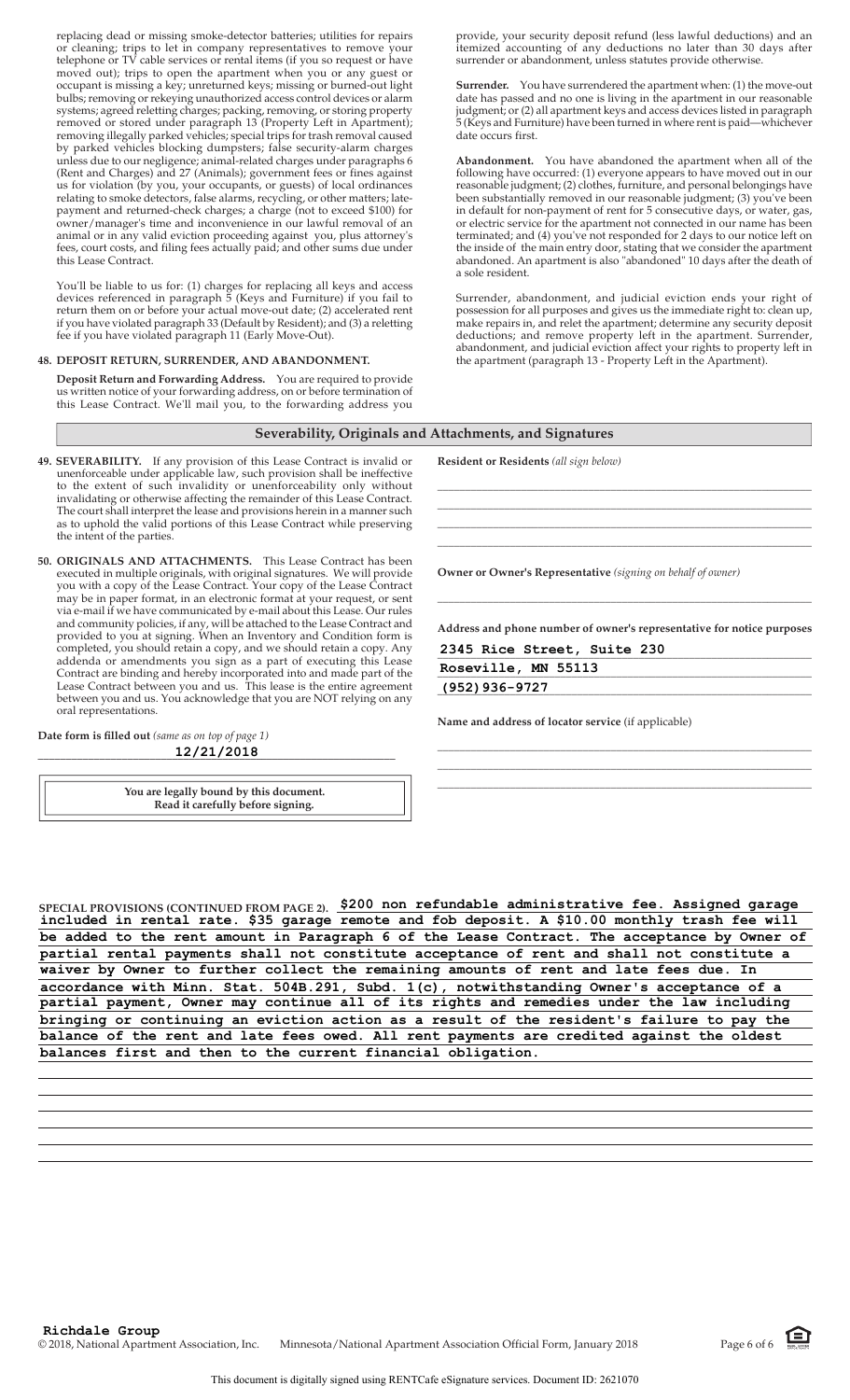replacing dead or missing smoke-detector batteries; utilities for repairs or cleaning; trips to let in company representatives to remove your telephone or TV cable services or rental items (if you so request or have moved out); trips to open the apartment when you or any guest or occupant is missing a key; unreturned keys; missing or burned-out light bulbs; removing or rekeying unauthorized access control devices or alarm systems; agreed reletting charges; packing, removing, or storing property removed or stored under paragraph 13 (Property Left in Apartment); removing illegally parked vehicles; special trips for trash removal caused by parked vehicles blocking dumpsters; false security-alarm charges unless due to our negligence; animal-related charges under paragraphs 6 (Rent and Charges) and 27 (Animals); government fees or fines against us for violation (by you, your occupants, or guests) of local ordinances relating to smoke detectors, false alarms, recycling, or other matters; late-payment and returned-check charges; a charge (not to exceed $100) for owner/manager's time and inconvenience in our lawful removal of an animal or in any valid eviction proceeding against you, plus attorney's fees, court costs, and filing fees actually paid; and other sums due under this Lease Contract.

You'll be liable to us for: (1) charges for replacing all keys and access devices referenced in paragraph 5 (Keys and Furniture) if you fail to return them on or before your actual move-out date; (2) accelerated rent if you have violated paragraph 33 (Default by Resident); and (3) a reletting fee if you have violated paragraph 11 (Early Move-Out).

**48. DEPOSIT RETURN, SURRENDER, AND ABANDONMENT.**

**Deposit Return and Forwarding Address.** You are required to provide us written notice of your forwarding address, on or before termination of this Lease Contract. We'll mail you, to the forwarding address you provide, your security deposit refund (less lawful deductions) and an itemized accounting of any deductions no later than 30 days after surrender or abandonment, unless statutes provide otherwise.

**Surrender.** You have surrendered the apartment when: (1) the move-out date has passed and no one is living in the apartment in our reasonable judgment; or (2) all apartment keys and access devices listed in paragraph 5 (Keys and Furniture) have been turned in where rent is paid—whichever date occurs first.

**Abandonment.** You have abandoned the apartment when all of the following have occurred: (1) everyone appears to have moved out in our reasonable judgment; (2) clothes, furniture, and personal belongings have been substantially removed in our reasonable judgment; (3) you've been in default for non-payment of rent for 5 consecutive days, or water, gas, or electric service for the apartment not connected in our name has been terminated; and (4) you've not responded for 2 days to our notice left on the inside of the main entry door, stating that we consider the apartment abandoned. An apartment is also "abandoned" 10 days after the death of a sole resident.

Surrender, abandonment, and judicial eviction ends your right of possession for all purposes and gives us the immediate right to: clean up, make repairs in, and relet the apartment; determine any security deposit deductions; and remove property left in the apartment. Surrender, abandonment, and judicial eviction affect your rights to property left in the apartment (paragraph 13 - Property Left in the Apartment).

## Severability, Originals and Attachments, and Signatures

**49. SEVERABILITY.** If any provision of this Lease Contract is invalid or unenforceable under applicable law, such provision shall be ineffective to the extent of such invalidity or unenforceability only without invalidating or otherwise affecting the remainder of this Lease Contract. The court shall interpret the lease and provisions herein in a manner such as to uphold the valid portions of this Lease Contract while preserving the intent of the parties.

**50. ORIGINALS AND ATTACHMENTS.** This Lease Contract has been executed in multiple originals, with original signatures. We will provide you with a copy of the Lease Contract. Your copy of the Lease Contract may be in paper format, in an electronic format at your request, or sent via e-mail if we have communicated by e-mail about this Lease. Our rules and community policies, if any, will be attached to the Lease Contract and provided to you at signing. When an Inventory and Condition form is completed, you should retain a copy, and we should retain a copy. Any addenda or amendments you sign as a part of executing this Lease Contract are binding and hereby incorporated into and made part of the Lease Contract between you and us. This lease is the entire agreement between you and us. You acknowledge that you are NOT relying on any oral representations.

**Date form is filled out** *(same as on top of page 1)*

12/21/2018

**You are legally bound by this document. Read it carefully before signing.**

**Resident or Residents** *(all sign below)*

_______________________________

_______________________________

_______________________________

_______________________________

**Owner or Owner's Representative** *(signing on behalf of owner)*

_______________________________

**Address and phone number of owner's representative for notice purposes**

2345 Rice Street, Suite 230
Roseville, MN 55113
(952)936-9727

**Name and address of locator service** (if applicable)

_______________________________

_______________________________

_______________________________

SPECIAL PROVISIONS (CONTINUED FROM PAGE 2). **$200 non refundable administrative fee. Assigned garage included in rental rate. $35 garage remote and fob deposit. A $10.00 monthly trash fee will be added to the rent amount in Paragraph 6 of the Lease Contract. The acceptance by Owner of partial rental payments shall not constitute acceptance of rent and shall not constitute a waiver by Owner to further collect the remaining amounts of rent and late fees due. In accordance with Minn. Stat. 504B.291, Subd. 1(c), notwithstanding Owner's acceptance of a partial payment, Owner may continue all of its rights and remedies under the law including bringing or continuing an eviction action as a result of the resident's failure to pay the balance of the rent and late fees owed. All rent payments are credited against the oldest balances first and then to the current financial obligation.**

Richdale Group

© 2018, National Apartment Association, Inc. Minnesota/National Apartment Association Official Form, January 2018

This document is digitally signed using RENTCafe eSignature services. Document ID: 2621070